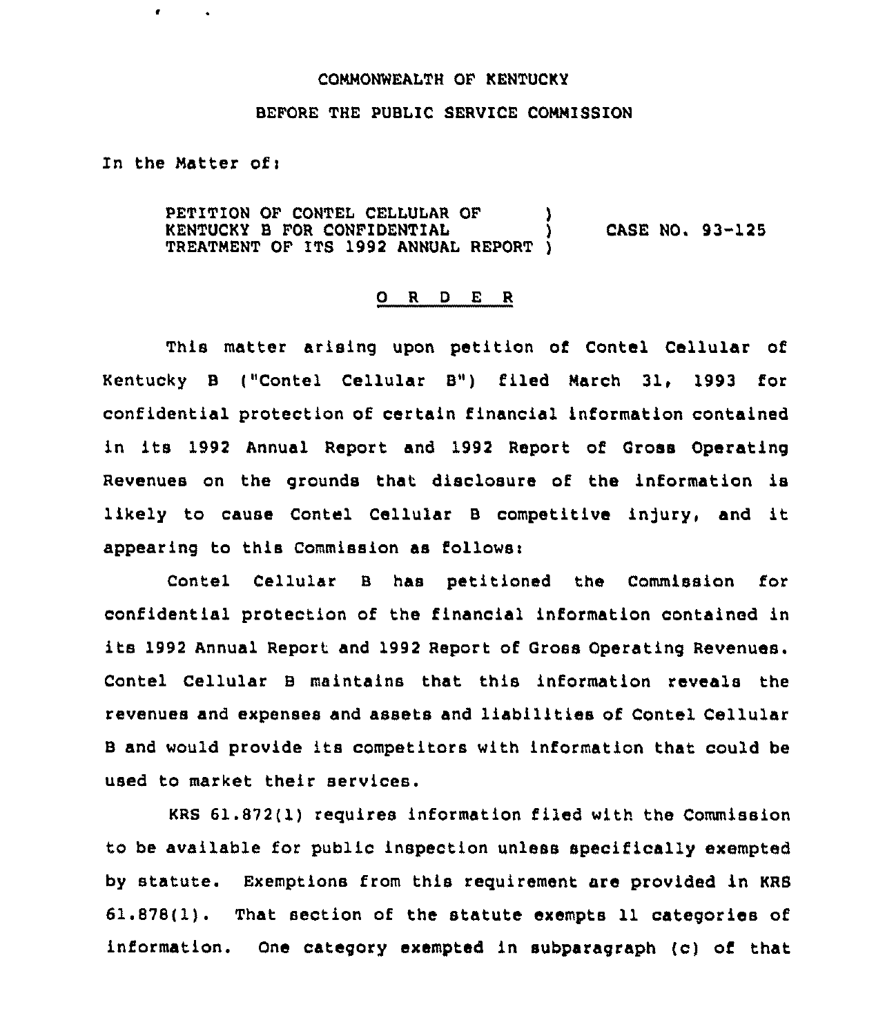COMMONWEALTH OF KENTUCKY

BEFORE THE PUBLIC SERVICE COMMISSION

In the Matter of:

PETITION OF CONTEL CELLULAR OF KENTUCKY B FOR CONFIDENTIAL TREATMENT OF ITS 1992 ANNUAL REPORT ) CASE NO. 93-125

O R D E R

This matter arising upon petition of Contel Cellular of Kentucky B ("Contel Cellular B") filed March 31, 1993 for confidential protection of certain financial information contained in its 1992 Annual Report and 1992 Report of Gross Operating Revenues on the grounds that disclosure of the information is likely to cause Contel Cellular B competitive injury, and it appearing to this Commission as follows:

Contel Cellular B has petitioned the Commission for confidential protection of the financial information contained in its 1992 Annual Report and 1992 Report of Gross Operating Revenues. Contel Cellular B maintains that this information reveals the revenues and expenses and assets and liabilities of Contel Cellular B and would provide its competitors with information that could be used to market their services.

KRS 61.872(1) requires information filed with the Commission to be available for public inspection unless specifically exempted by statute. Exemptions from this requirement are provided in KRS 61.878(1). That section of the statute exempts 11 categories of information. One category exempted in subparagraph (c) of that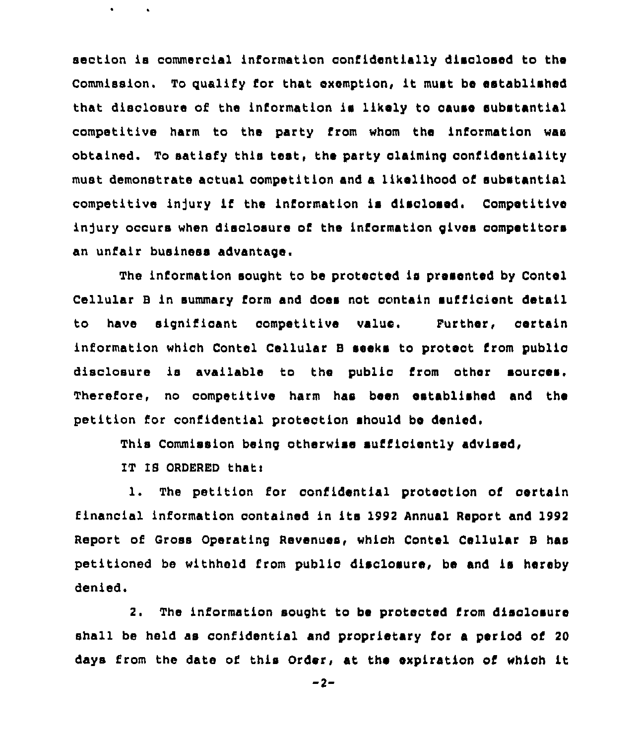section is commercial information confidentially disclosed to the Commission. To qualify for that exemption, it must be established that disclosure of the information is likely to cause substantial competitive harm to the party from whom the information was obtained. To satisfy this test, the party claiming confidentiality must demonstrate actual competition and a likelihood of substantial competitive injury if the information is disclosed. Competitive injury occurs when disclosure of the information gives competitors an unfair business advantage.

The information sought to be protected is presented by Contel Cellular B in summary form and does not contain sufficient detail to have significant competitive value. Further, certain information which Contel Cellular B seeks to protect from public disclosure is available to the public from other sources. Therefore, no competitive harm has been established and the petition for confidential protection should be denied.

This Commission being otherwise sufficiently advised,

IT IS ORDERED that:

1. The petition for confidential protection of certain financial information contained in its 1992 Annual Report and 1992 Report of Gross Operating Revenues, which Contel Cellular B has petitioned be withheld from public disclosure, be and is hereby denied.

2. The information sought to be protected from disclosure shall be held as confidential and proprietary for a period of 20 days from the date of this Order, at the expiration of which it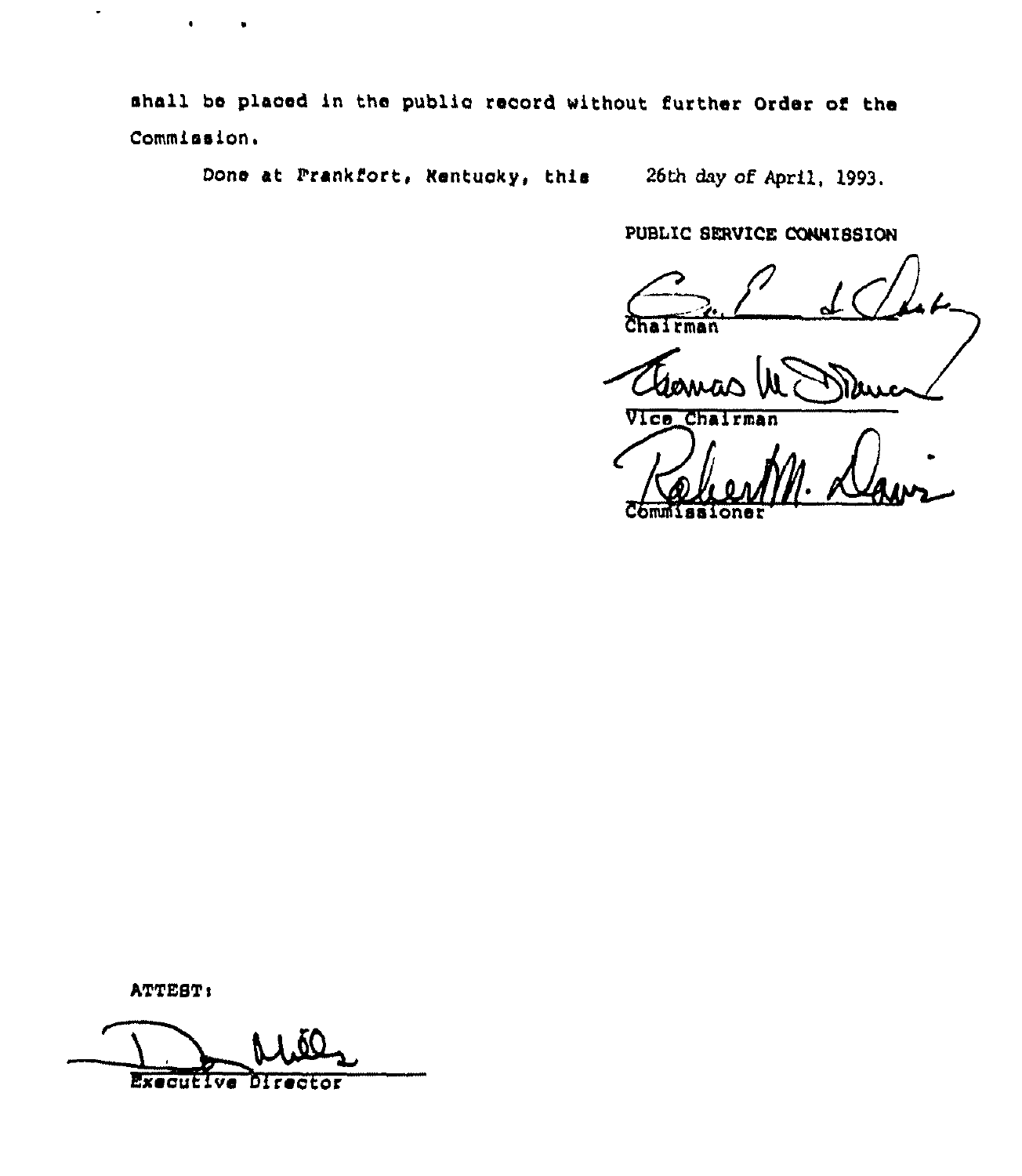shall be placed in the public record without further Order of the Commission.

Done at Frankfort, Kentucky, this 26th day of April, 1993.

PUBLIC SERVICE COMMISSION

Chairman

Vice Chairman

Commissioner

ATTEST:

Executive Director